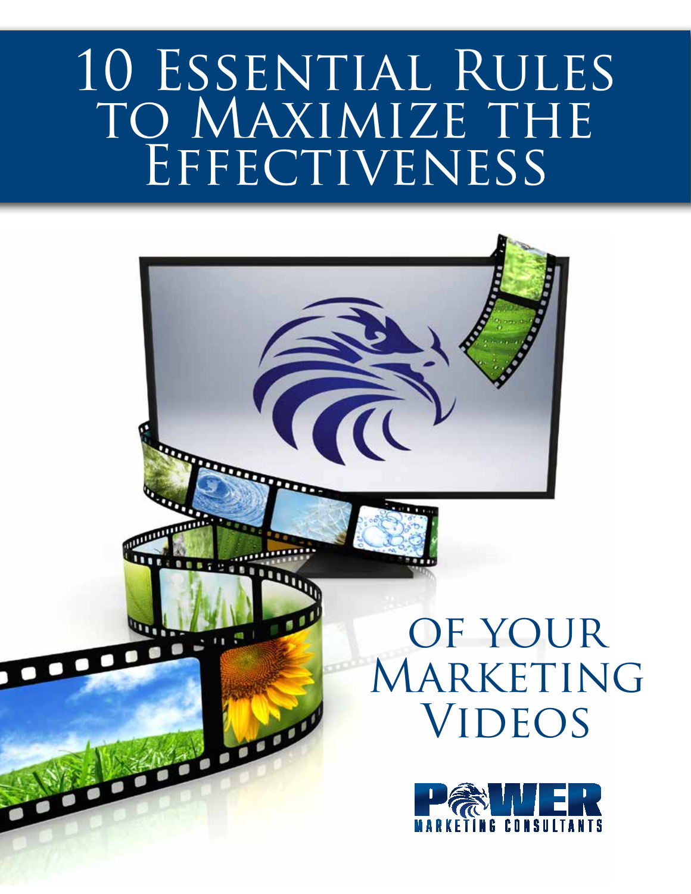# 10 Essential Rules to Maximize the Effectiveness of your Marketing Videos

POWER MARKETING CONSULTANTS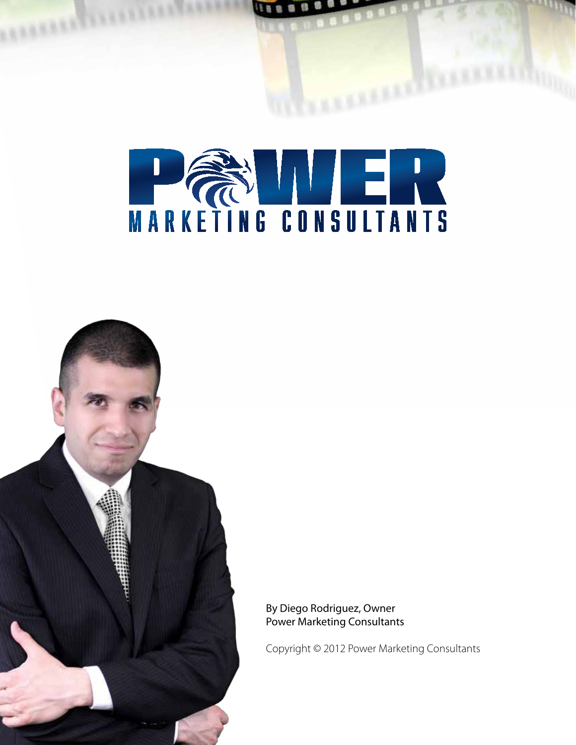# POWER

MARKETING CONSULTANTS

By Diego Rodriguez, Owner
Power Marketing Consultants

Copyright © 2012 Power Marketing Consultants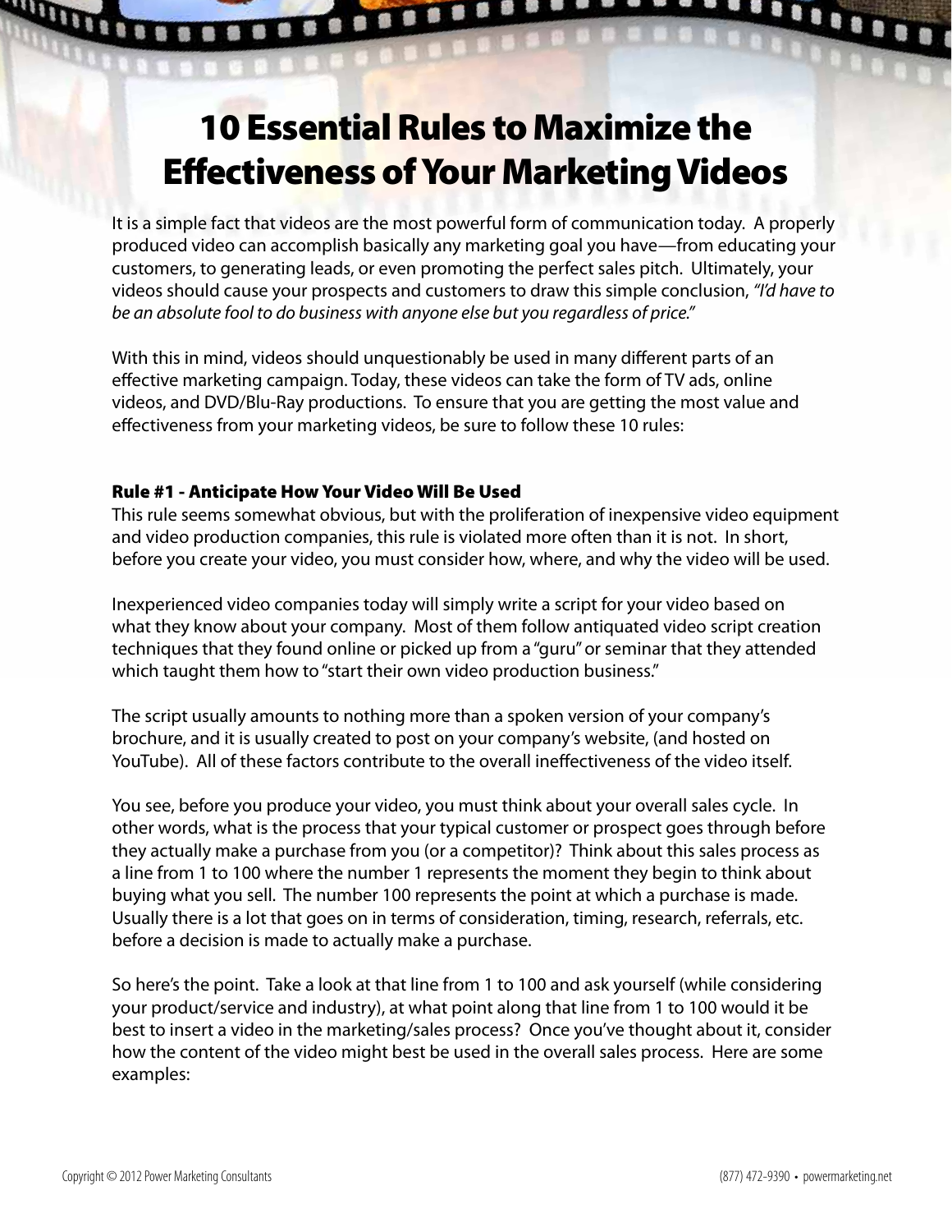# 10 Essential Rules to Maximize the Effectiveness of Your Marketing Videos

It is a simple fact that videos are the most powerful form of communication today. A properly produced video can accomplish basically any marketing goal you have—from educating your customers, to generating leads, or even promoting the perfect sales pitch. Ultimately, your videos should cause your prospects and customers to draw this simple conclusion, *"I'd have to be an absolute fool to do business with anyone else but you regardless of price."*

With this in mind, videos should unquestionably be used in many different parts of an effective marketing campaign. Today, these videos can take the form of TV ads, online videos, and DVD/Blu-Ray productions. To ensure that you are getting the most value and effectiveness from your marketing videos, be sure to follow these 10 rules:

### Rule #1 - Anticipate How Your Video Will Be Used

This rule seems somewhat obvious, but with the proliferation of inexpensive video equipment and video production companies, this rule is violated more often than it is not. In short, before you create your video, you must consider how, where, and why the video will be used.

Inexperienced video companies today will simply write a script for your video based on what they know about your company. Most of them follow antiquated video script creation techniques that they found online or picked up from a "guru" or seminar that they attended which taught them how to "start their own video production business."

The script usually amounts to nothing more than a spoken version of your company's brochure, and it is usually created to post on your company's website, (and hosted on YouTube). All of these factors contribute to the overall ineffectiveness of the video itself.

You see, before you produce your video, you must think about your overall sales cycle. In other words, what is the process that your typical customer or prospect goes through before they actually make a purchase from you (or a competitor)? Think about this sales process as a line from 1 to 100 where the number 1 represents the moment they begin to think about buying what you sell. The number 100 represents the point at which a purchase is made. Usually there is a lot that goes on in terms of consideration, timing, research, referrals, etc. before a decision is made to actually make a purchase.

So here's the point. Take a look at that line from 1 to 100 and ask yourself (while considering your product/service and industry), at what point along that line from 1 to 100 would it be best to insert a video in the marketing/sales process? Once you've thought about it, consider how the content of the video might best be used in the overall sales process. Here are some examples: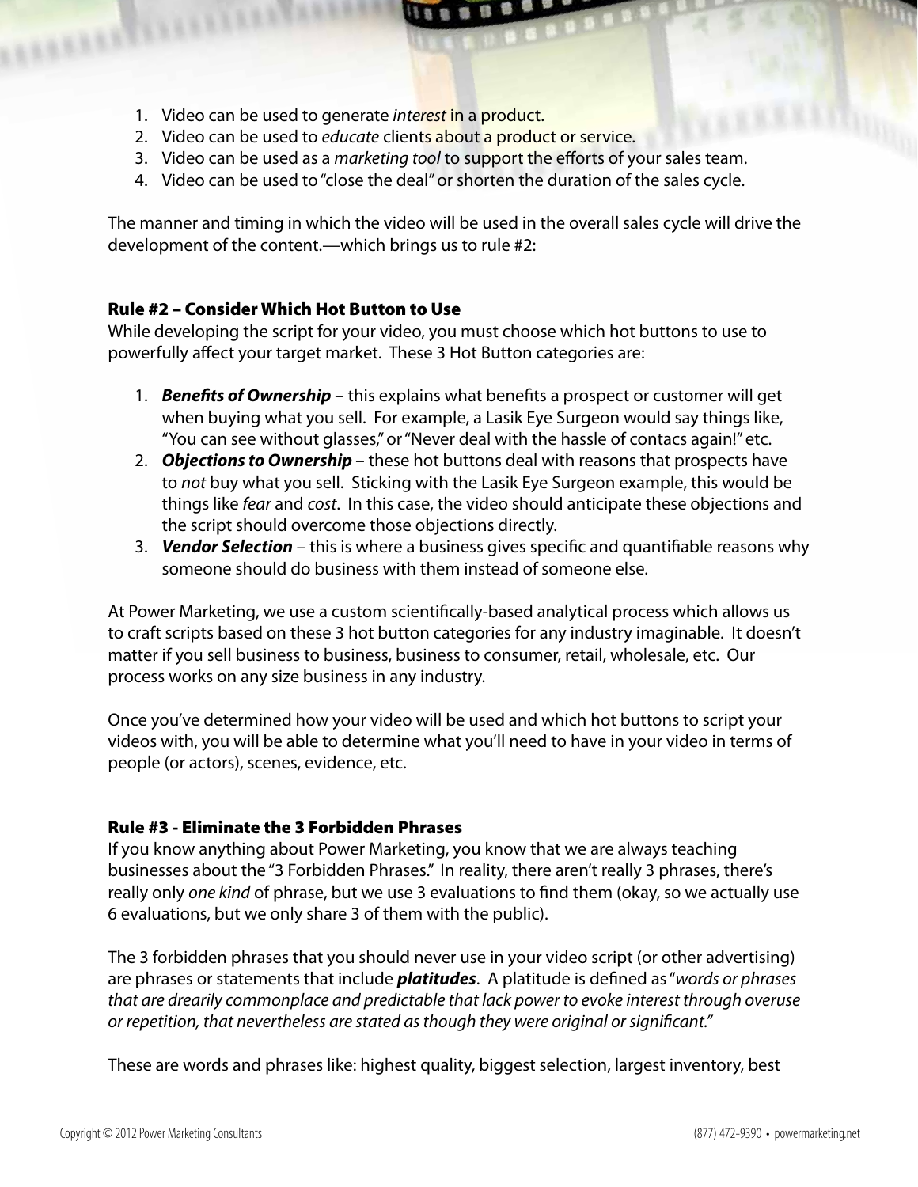1. Video can be used to generate *interest* in a product.
2. Video can be used to *educate* clients about a product or service.
3. Video can be used as a *marketing tool* to support the efforts of your sales team.
4. Video can be used to "close the deal" or shorten the duration of the sales cycle.

The manner and timing in which the video will be used in the overall sales cycle will drive the development of the content.—which brings us to rule #2:

### Rule #2 – Consider Which Hot Button to Use

While developing the script for your video, you must choose which hot buttons to use to powerfully affect your target market. These 3 Hot Button categories are:

1. ***Benefits of Ownership*** – this explains what benefits a prospect or customer will get when buying what you sell. For example, a Lasik Eye Surgeon would say things like, "You can see without glasses," or "Never deal with the hassle of contacs again!" etc.
2. ***Objections to Ownership*** – these hot buttons deal with reasons that prospects have to *not* buy what you sell. Sticking with the Lasik Eye Surgeon example, this would be things like *fear* and *cost*. In this case, the video should anticipate these objections and the script should overcome those objections directly.
3. ***Vendor Selection*** – this is where a business gives specific and quantifiable reasons why someone should do business with them instead of someone else.

At Power Marketing, we use a custom scientifically-based analytical process which allows us to craft scripts based on these 3 hot button categories for any industry imaginable. It doesn't matter if you sell business to business, business to consumer, retail, wholesale, etc. Our process works on any size business in any industry.

Once you've determined how your video will be used and which hot buttons to script your videos with, you will be able to determine what you'll need to have in your video in terms of people (or actors), scenes, evidence, etc.

### Rule #3 - Eliminate the 3 Forbidden Phrases

If you know anything about Power Marketing, you know that we are always teaching businesses about the "3 Forbidden Phrases." In reality, there aren't really 3 phrases, there's really only *one kind* of phrase, but we use 3 evaluations to find them (okay, so we actually use 6 evaluations, but we only share 3 of them with the public).

The 3 forbidden phrases that you should never use in your video script (or other advertising) are phrases or statements that include ***platitudes***. A platitude is defined as "*words or phrases that are drearily commonplace and predictable that lack power to evoke interest through overuse or repetition, that nevertheless are stated as though they were original or significant.*"

These are words and phrases like: highest quality, biggest selection, largest inventory, best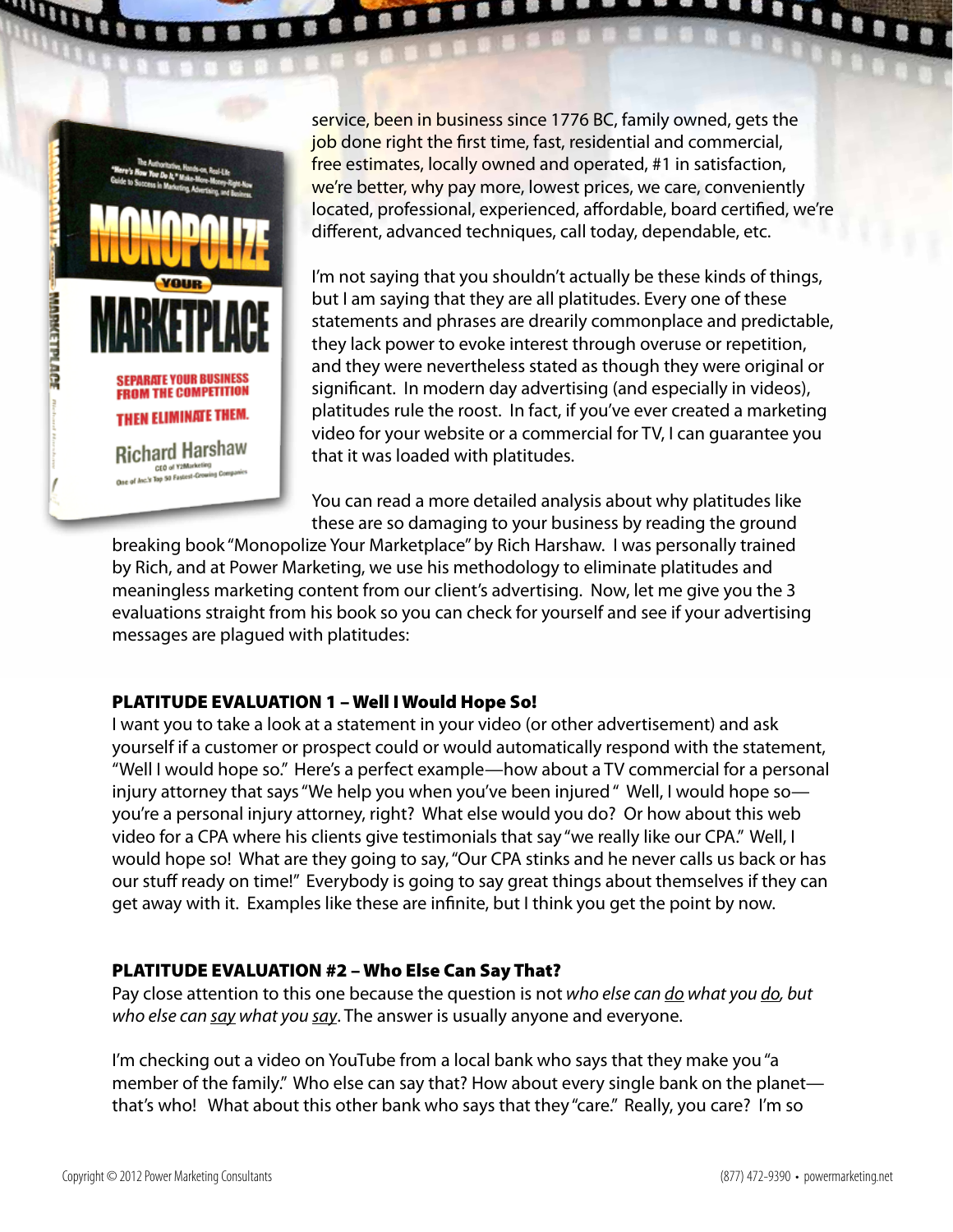service, been in business since 1776 BC, family owned, gets the job done right the first time, fast, residential and commercial, free estimates, locally owned and operated, #1 in satisfaction, we're better, why pay more, lowest prices, we care, conveniently located, professional, experienced, affordable, board certified, we're different, advanced techniques, call today, dependable, etc.

I'm not saying that you shouldn't actually be these kinds of things, but I am saying that they are all platitudes. Every one of these statements and phrases are drearily commonplace and predictable, they lack power to evoke interest through overuse or repetition, and they were nevertheless stated as though they were original or significant. In modern day advertising (and especially in videos), platitudes rule the roost. In fact, if you've ever created a marketing video for your website or a commercial for TV, I can guarantee you that it was loaded with platitudes.

You can read a more detailed analysis about why platitudes like these are so damaging to your business by reading the ground breaking book "Monopolize Your Marketplace" by Rich Harshaw. I was personally trained by Rich, and at Power Marketing, we use his methodology to eliminate platitudes and meaningless marketing content from our client's advertising. Now, let me give you the 3 evaluations straight from his book so you can check for yourself and see if your advertising messages are plagued with platitudes:

### PLATITUDE EVALUATION 1 – Well I Would Hope So!

I want you to take a look at a statement in your video (or other advertisement) and ask yourself if a customer or prospect could or would automatically respond with the statement, "Well I would hope so." Here's a perfect example—how about a TV commercial for a personal injury attorney that says "We help you when you've been injured " Well, I would hope so—you're a personal injury attorney, right? What else would you do? Or how about this web video for a CPA where his clients give testimonials that say "we really like our CPA." Well, I would hope so! What are they going to say, "Our CPA stinks and he never calls us back or has our stuff ready on time!" Everybody is going to say great things about themselves if they can get away with it. Examples like these are infinite, but I think you get the point by now.

### PLATITUDE EVALUATION #2 – Who Else Can Say That?

Pay close attention to this one because the question is not *who else can do what you do, but who else can say what you say*. The answer is usually anyone and everyone.

I'm checking out a video on YouTube from a local bank who says that they make you "a member of the family." Who else can say that? How about every single bank on the planet—that's who! What about this other bank who says that they "care." Really, you care? I'm so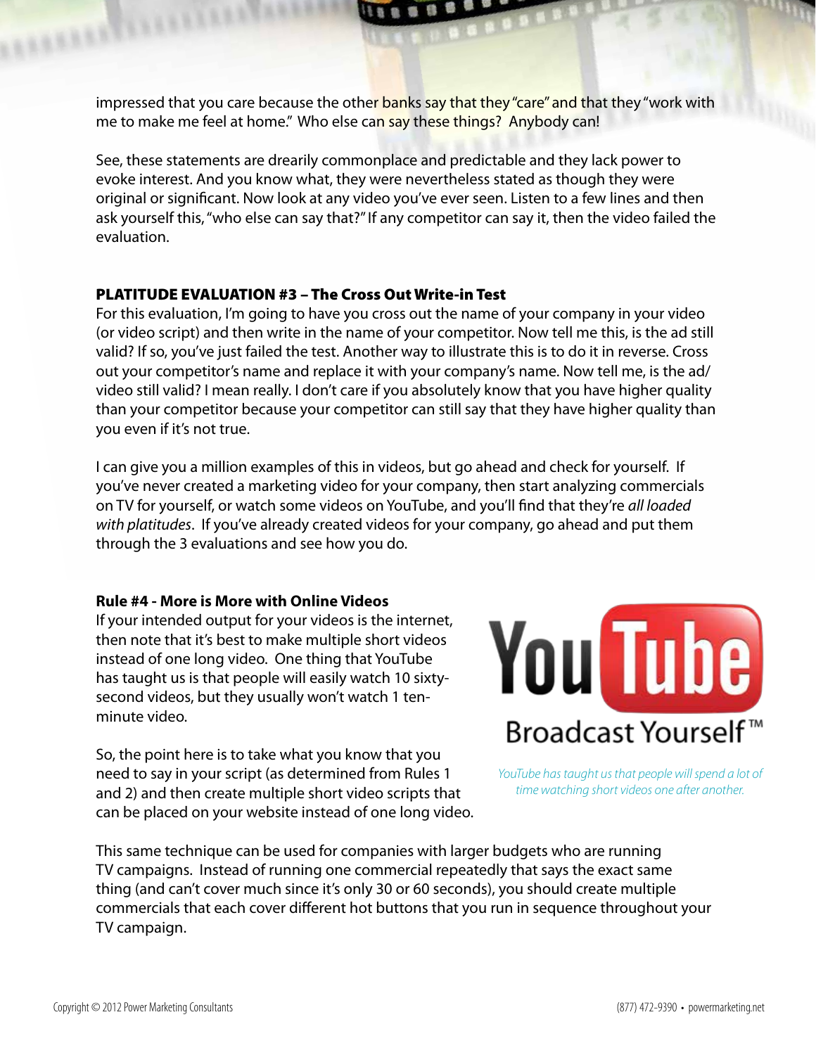impressed that you care because the other banks say that they "care" and that they "work with me to make me feel at home." Who else can say these things? Anybody can!

See, these statements are drearily commonplace and predictable and they lack power to evoke interest. And you know what, they were nevertheless stated as though they were original or significant. Now look at any video you've ever seen. Listen to a few lines and then ask yourself this, "who else can say that?" If any competitor can say it, then the video failed the evaluation.

### PLATITUDE EVALUATION #3 – The Cross Out Write-in Test

For this evaluation, I'm going to have you cross out the name of your company in your video (or video script) and then write in the name of your competitor. Now tell me this, is the ad still valid? If so, you've just failed the test. Another way to illustrate this is to do it in reverse. Cross out your competitor's name and replace it with your company's name. Now tell me, is the ad/video still valid? I mean really. I don't care if you absolutely know that you have higher quality than your competitor because your competitor can still say that they have higher quality than you even if it's not true.

I can give you a million examples of this in videos, but go ahead and check for yourself. If you've never created a marketing video for your company, then start analyzing commercials on TV for yourself, or watch some videos on YouTube, and you'll find that they're *all loaded with platitudes*. If you've already created videos for your company, go ahead and put them through the 3 evaluations and see how you do.

### Rule #4 - More is More with Online Videos

If your intended output for your videos is the internet, then note that it's best to make multiple short videos instead of one long video. One thing that YouTube has taught us is that people will easily watch 10 sixty-second videos, but they usually won't watch 1 ten-minute video.

So, the point here is to take what you know that you need to say in your script (as determined from Rules 1 and 2) and then create multiple short video scripts that can be placed on your website instead of one long video.

*YouTube has taught us that people will spend a lot of time watching short videos one after another.*

This same technique can be used for companies with larger budgets who are running TV campaigns. Instead of running one commercial repeatedly that says the exact same thing (and can't cover much since it's only 30 or 60 seconds), you should create multiple commercials that each cover different hot buttons that you run in sequence throughout your TV campaign.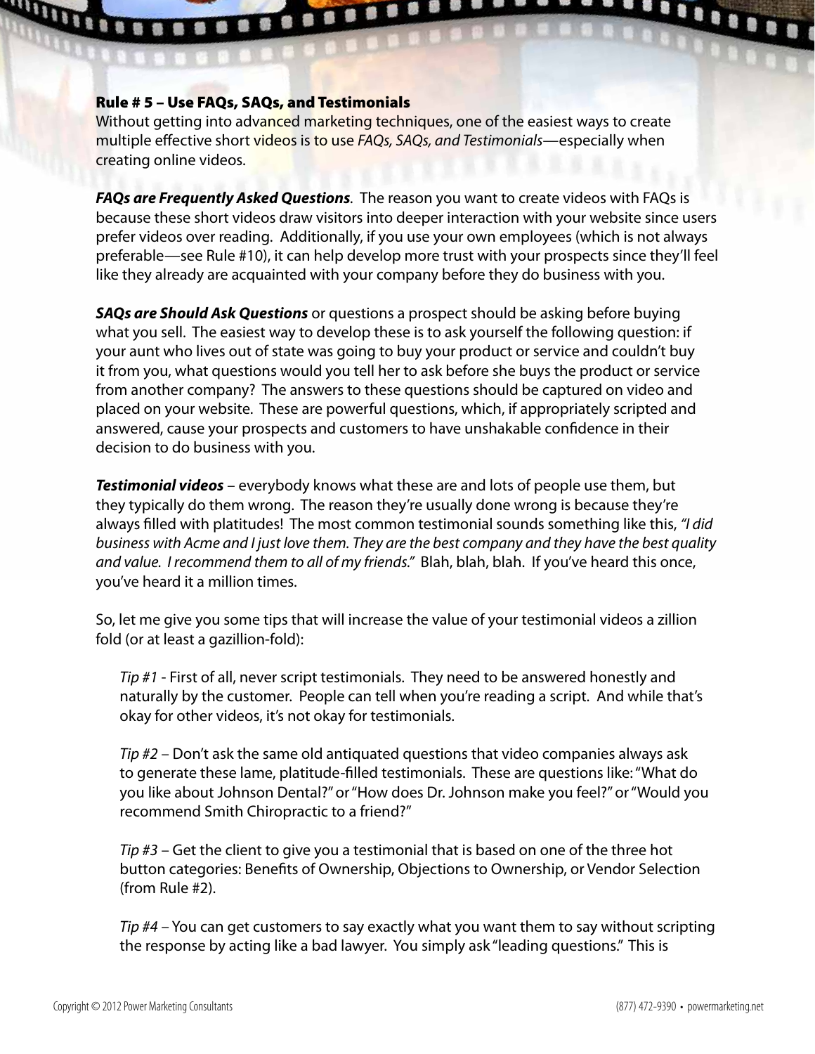## Rule # 5 – Use FAQs, SAQs, and Testimonials

Without getting into advanced marketing techniques, one of the easiest ways to create multiple effective short videos is to use *FAQs, SAQs, and Testimonials*—especially when creating online videos.

***FAQs are Frequently Asked Questions***. The reason you want to create videos with FAQs is because these short videos draw visitors into deeper interaction with your website since users prefer videos over reading. Additionally, if you use your own employees (which is not always preferable—see Rule #10), it can help develop more trust with your prospects since they'll feel like they already are acquainted with your company before they do business with you.

***SAQs are Should Ask Questions*** or questions a prospect should be asking before buying what you sell. The easiest way to develop these is to ask yourself the following question: if your aunt who lives out of state was going to buy your product or service and couldn't buy it from you, what questions would you tell her to ask before she buys the product or service from another company? The answers to these questions should be captured on video and placed on your website. These are powerful questions, which, if appropriately scripted and answered, cause your prospects and customers to have unshakable confidence in their decision to do business with you.

***Testimonial videos*** – everybody knows what these are and lots of people use them, but they typically do them wrong. The reason they're usually done wrong is because they're always filled with platitudes! The most common testimonial sounds something like this, *"I did business with Acme and I just love them. They are the best company and they have the best quality and value. I recommend them to all of my friends."* Blah, blah, blah. If you've heard this once, you've heard it a million times.

So, let me give you some tips that will increase the value of your testimonial videos a zillion fold (or at least a gazillion-fold):

*Tip #1* - First of all, never script testimonials. They need to be answered honestly and naturally by the customer. People can tell when you're reading a script. And while that's okay for other videos, it's not okay for testimonials.

*Tip #2* – Don't ask the same old antiquated questions that video companies always ask to generate these lame, platitude-filled testimonials. These are questions like: "What do you like about Johnson Dental?" or "How does Dr. Johnson make you feel?" or "Would you recommend Smith Chiropractic to a friend?"

*Tip #3* – Get the client to give you a testimonial that is based on one of the three hot button categories: Benefits of Ownership, Objections to Ownership, or Vendor Selection (from Rule #2).

*Tip #4* – You can get customers to say exactly what you want them to say without scripting the response by acting like a bad lawyer. You simply ask "leading questions." This is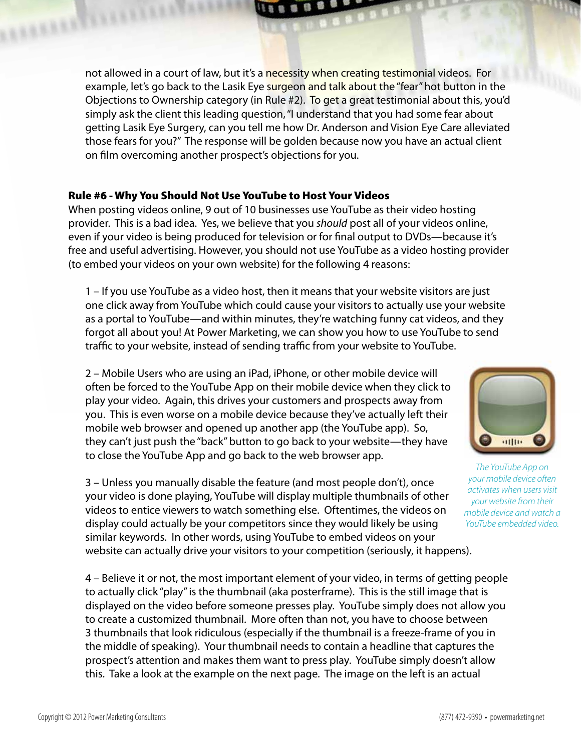not allowed in a court of law, but it's a necessity when creating testimonial videos. For example, let's go back to the Lasik Eye surgeon and talk about the "fear" hot button in the Objections to Ownership category (in Rule #2). To get a great testimonial about this, you'd simply ask the client this leading question, "I understand that you had some fear about getting Lasik Eye Surgery, can you tell me how Dr. Anderson and Vision Eye Care alleviated those fears for you?" The response will be golden because now you have an actual client on film overcoming another prospect's objections for you.

### Rule #6 - Why You Should Not Use YouTube to Host Your Videos

When posting videos online, 9 out of 10 businesses use YouTube as their video hosting provider. This is a bad idea. Yes, we believe that you *should* post all of your videos online, even if your video is being produced for television or for final output to DVDs—because it's free and useful advertising. However, you should not use YouTube as a video hosting provider (to embed your videos on your own website) for the following 4 reasons:

1 – If you use YouTube as a video host, then it means that your website visitors are just one click away from YouTube which could cause your visitors to actually use your website as a portal to YouTube—and within minutes, they're watching funny cat videos, and they forgot all about you! At Power Marketing, we can show you how to use YouTube to send traffic to your website, instead of sending traffic from your website to YouTube.

2 – Mobile Users who are using an iPad, iPhone, or other mobile device will often be forced to the YouTube App on their mobile device when they click to play your video. Again, this drives your customers and prospects away from you. This is even worse on a mobile device because they've actually left their mobile web browser and opened up another app (the YouTube app). So, they can't just push the "back" button to go back to your website—they have to close the YouTube App and go back to the web browser app.

*The YouTube App on your mobile device often activates when users visit your website from their mobile device and watch a YouTube embedded video.*

3 – Unless you manually disable the feature (and most people don't), once your video is done playing, YouTube will display multiple thumbnails of other videos to entice viewers to watch something else. Oftentimes, the videos on display could actually be your competitors since they would likely be using similar keywords. In other words, using YouTube to embed videos on your website can actually drive your visitors to your competition (seriously, it happens).

4 – Believe it or not, the most important element of your video, in terms of getting people to actually click "play" is the thumbnail (aka posterframe). This is the still image that is displayed on the video before someone presses play. YouTube simply does not allow you to create a customized thumbnail. More often than not, you have to choose between 3 thumbnails that look ridiculous (especially if the thumbnail is a freeze-frame of you in the middle of speaking). Your thumbnail needs to contain a headline that captures the prospect's attention and makes them want to press play. YouTube simply doesn't allow this. Take a look at the example on the next page. The image on the left is an actual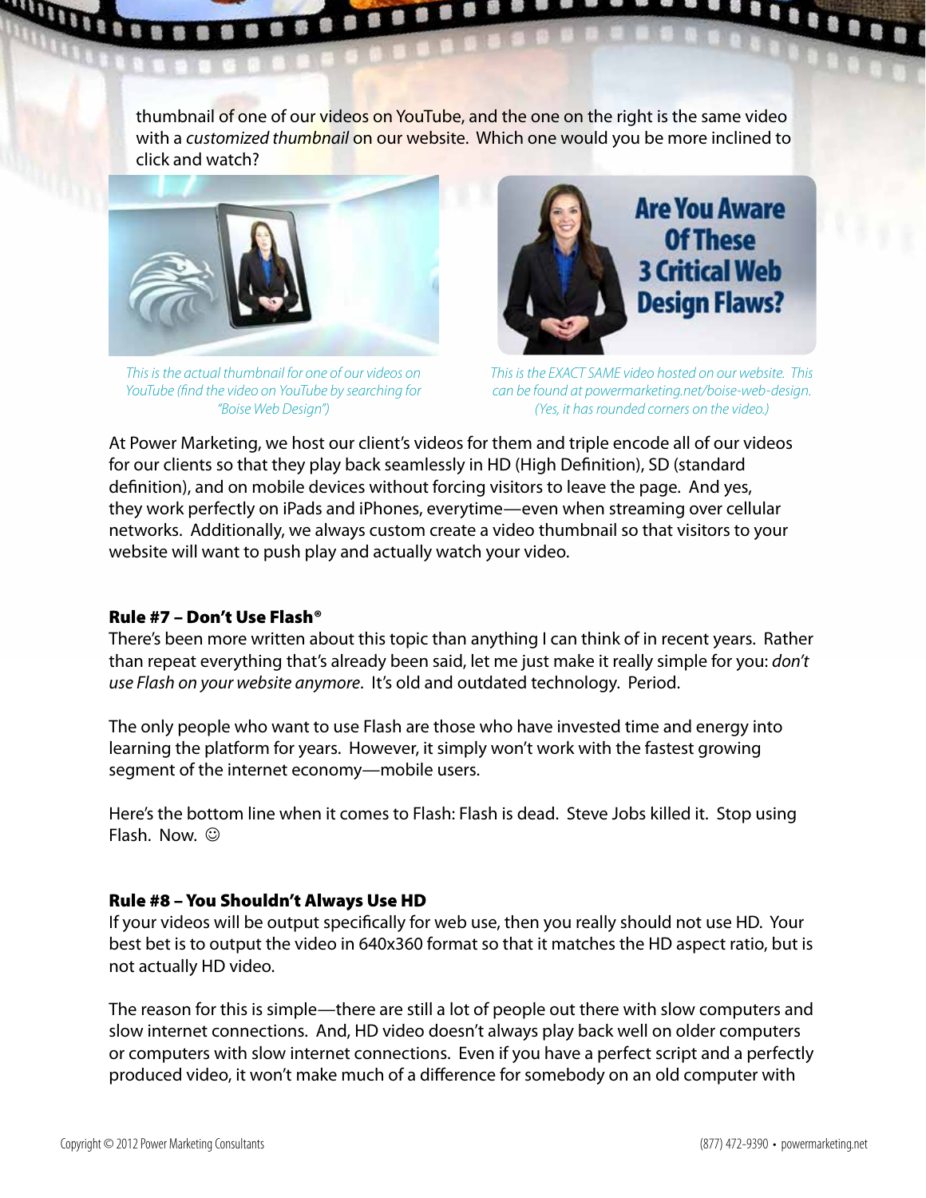thumbnail of one of our videos on YouTube, and the one on the right is the same video with a *customized thumbnail* on our website. Which one would you be more inclined to click and watch?

*This is the actual thumbnail for one of our videos on YouTube (find the video on YouTube by searching for "Boise Web Design")*

*This is the EXACT SAME video hosted on our website. This can be found at powermarketing.net/boise-web-design. (Yes, it has rounded corners on the video.)*

At Power Marketing, we host our client's videos for them and triple encode all of our videos for our clients so that they play back seamlessly in HD (High Definition), SD (standard definition), and on mobile devices without forcing visitors to leave the page. And yes, they work perfectly on iPads and iPhones, everytime—even when streaming over cellular networks. Additionally, we always custom create a video thumbnail so that visitors to your website will want to push play and actually watch your video.

### Rule #7 – Don't Use Flash®

There's been more written about this topic than anything I can think of in recent years. Rather than repeat everything that's already been said, let me just make it really simple for you: *don't use Flash on your website anymore*. It's old and outdated technology. Period.

The only people who want to use Flash are those who have invested time and energy into learning the platform for years. However, it simply won't work with the fastest growing segment of the internet economy—mobile users.

Here's the bottom line when it comes to Flash: Flash is dead. Steve Jobs killed it. Stop using Flash. Now. ☺

### Rule #8 – You Shouldn't Always Use HD

If your videos will be output specifically for web use, then you really should not use HD. Your best bet is to output the video in 640x360 format so that it matches the HD aspect ratio, but is not actually HD video.

The reason for this is simple—there are still a lot of people out there with slow computers and slow internet connections. And, HD video doesn't always play back well on older computers or computers with slow internet connections. Even if you have a perfect script and a perfectly produced video, it won't make much of a difference for somebody on an old computer with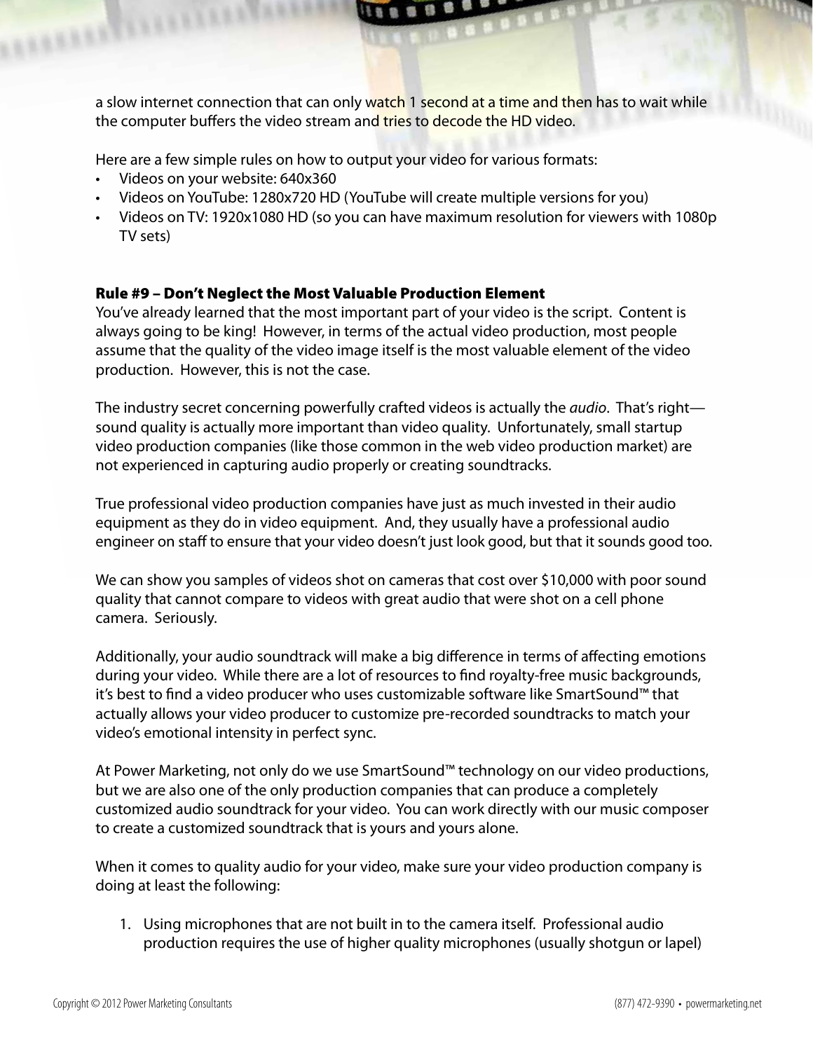a slow internet connection that can only watch 1 second at a time and then has to wait while the computer buffers the video stream and tries to decode the HD video.

Here are a few simple rules on how to output your video for various formats:

- Videos on your website: 640x360
- Videos on YouTube: 1280x720 HD (YouTube will create multiple versions for you)
- Videos on TV: 1920x1080 HD (so you can have maximum resolution for viewers with 1080p TV sets)

**Rule #9 – Don't Neglect the Most Valuable Production Element**

You've already learned that the most important part of your video is the script. Content is always going to be king! However, in terms of the actual video production, most people assume that the quality of the video image itself is the most valuable element of the video production. However, this is not the case.

The industry secret concerning powerfully crafted videos is actually the *audio*. That's right—sound quality is actually more important than video quality. Unfortunately, small startup video production companies (like those common in the web video production market) are not experienced in capturing audio properly or creating soundtracks.

True professional video production companies have just as much invested in their audio equipment as they do in video equipment. And, they usually have a professional audio engineer on staff to ensure that your video doesn't just look good, but that it sounds good too.

We can show you samples of videos shot on cameras that cost over $10,000 with poor sound quality that cannot compare to videos with great audio that were shot on a cell phone camera. Seriously.

Additionally, your audio soundtrack will make a big difference in terms of affecting emotions during your video. While there are a lot of resources to find royalty-free music backgrounds, it's best to find a video producer who uses customizable software like SmartSound™ that actually allows your video producer to customize pre-recorded soundtracks to match your video's emotional intensity in perfect sync.

At Power Marketing, not only do we use SmartSound™ technology on our video productions, but we are also one of the only production companies that can produce a completely customized audio soundtrack for your video. You can work directly with our music composer to create a customized soundtrack that is yours and yours alone.

When it comes to quality audio for your video, make sure your video production company is doing at least the following:

1. Using microphones that are not built in to the camera itself. Professional audio production requires the use of higher quality microphones (usually shotgun or lapel)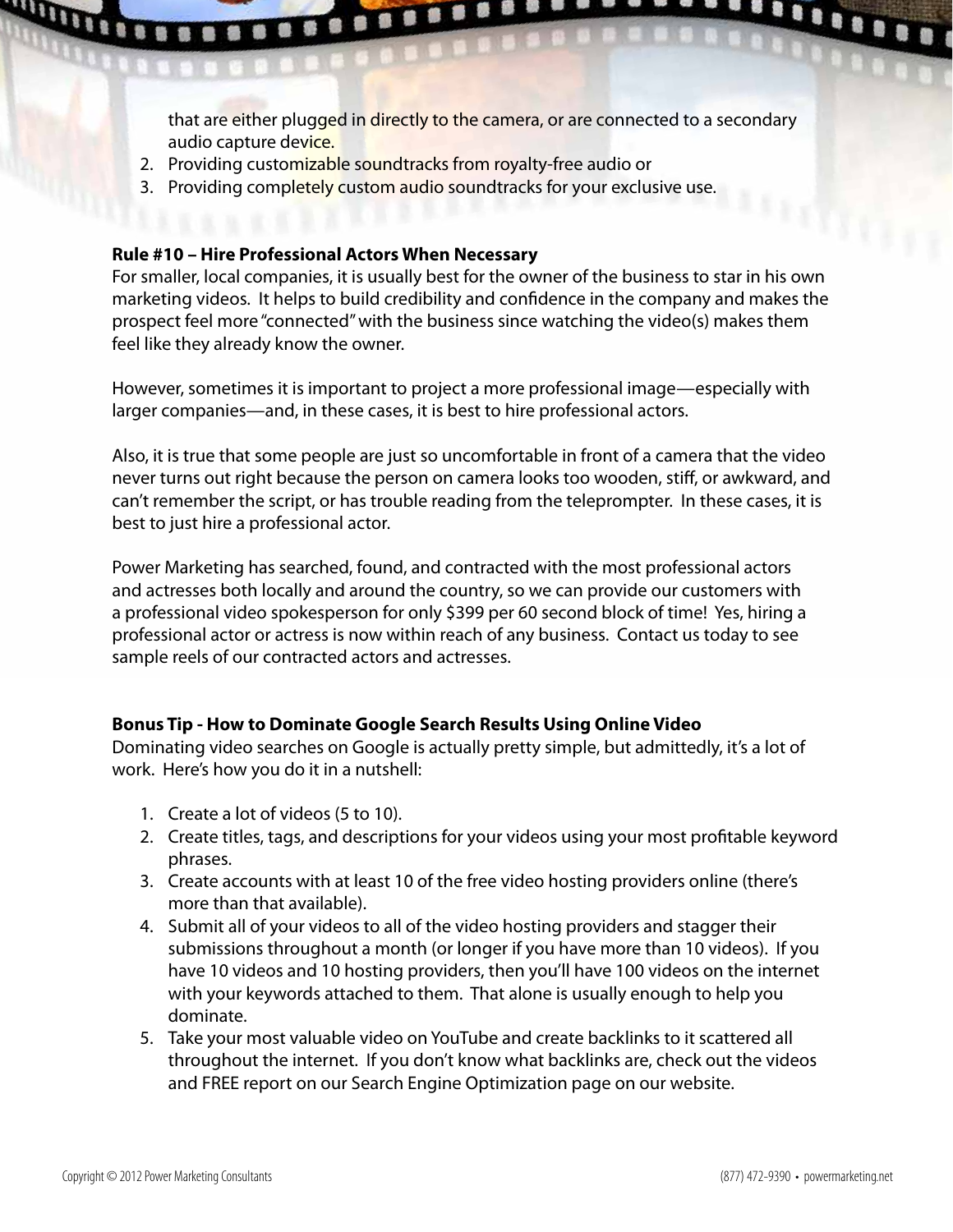that are either plugged in directly to the camera, or are connected to a secondary audio capture device.

2. Providing customizable soundtracks from royalty-free audio or
3. Providing completely custom audio soundtracks for your exclusive use.

**Rule #10 – Hire Professional Actors When Necessary**

For smaller, local companies, it is usually best for the owner of the business to star in his own marketing videos. It helps to build credibility and confidence in the company and makes the prospect feel more "connected" with the business since watching the video(s) makes them feel like they already know the owner.

However, sometimes it is important to project a more professional image—especially with larger companies—and, in these cases, it is best to hire professional actors.

Also, it is true that some people are just so uncomfortable in front of a camera that the video never turns out right because the person on camera looks too wooden, stiff, or awkward, and can't remember the script, or has trouble reading from the teleprompter. In these cases, it is best to just hire a professional actor.

Power Marketing has searched, found, and contracted with the most professional actors and actresses both locally and around the country, so we can provide our customers with a professional video spokesperson for only $399 per 60 second block of time! Yes, hiring a professional actor or actress is now within reach of any business. Contact us today to see sample reels of our contracted actors and actresses.

**Bonus Tip - How to Dominate Google Search Results Using Online Video**

Dominating video searches on Google is actually pretty simple, but admittedly, it's a lot of work. Here's how you do it in a nutshell:

1. Create a lot of videos (5 to 10).
2. Create titles, tags, and descriptions for your videos using your most profitable keyword phrases.
3. Create accounts with at least 10 of the free video hosting providers online (there's more than that available).
4. Submit all of your videos to all of the video hosting providers and stagger their submissions throughout a month (or longer if you have more than 10 videos). If you have 10 videos and 10 hosting providers, then you'll have 100 videos on the internet with your keywords attached to them. That alone is usually enough to help you dominate.
5. Take your most valuable video on YouTube and create backlinks to it scattered all throughout the internet. If you don't know what backlinks are, check out the videos and FREE report on our Search Engine Optimization page on our website.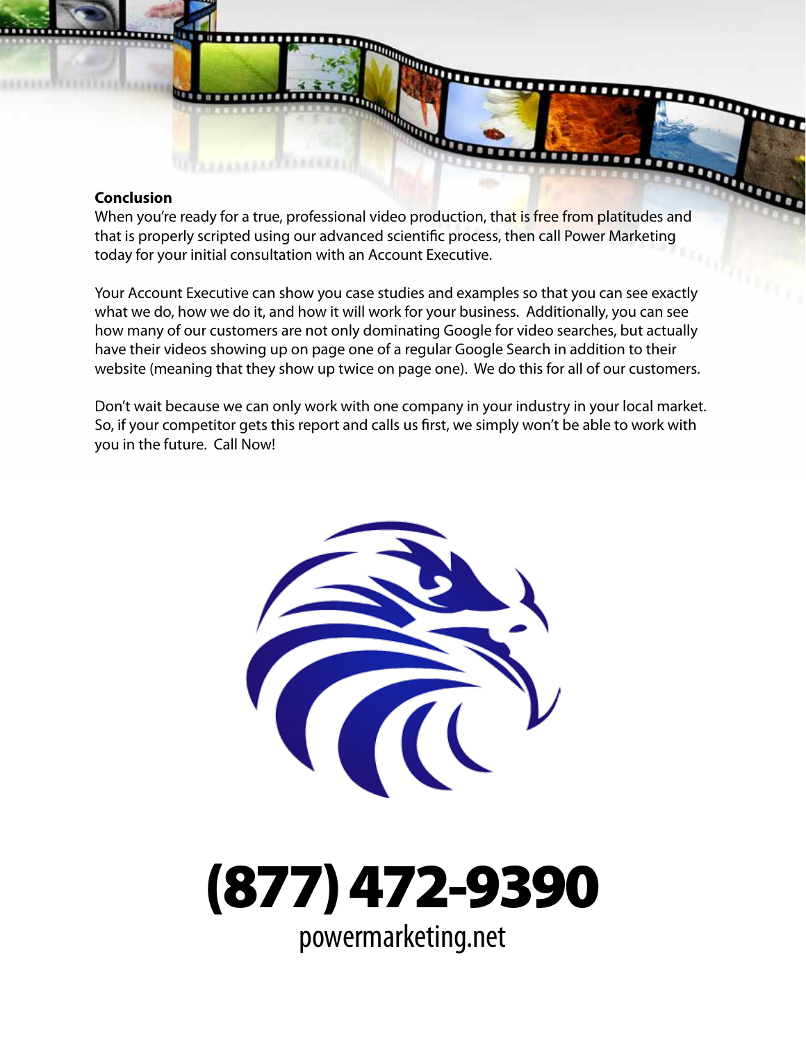**Conclusion**

When you're ready for a true, professional video production, that is free from platitudes and that is properly scripted using our advanced scientific process, then call Power Marketing today for your initial consultation with an Account Executive.

Your Account Executive can show you case studies and examples so that you can see exactly what we do, how we do it, and how it will work for your business. Additionally, you can see how many of our customers are not only dominating Google for video searches, but actually have their videos showing up on page one of a regular Google Search in addition to their website (meaning that they show up twice on page one). We do this for all of our customers.

Don't wait because we can only work with one company in your industry in your local market. So, if your competitor gets this report and calls us first, we simply won't be able to work with you in the future. Call Now!

# (877) 472-9390

powermarketing.net